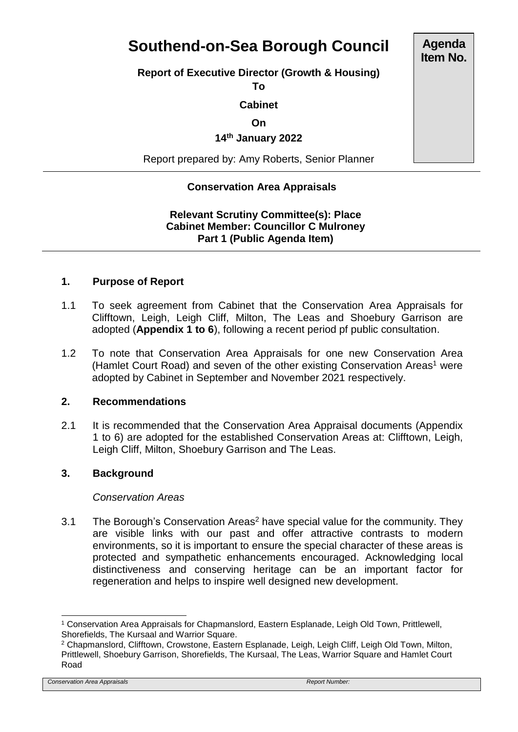# Southend-on-Sea Borough Council

**Agenda Item No.**

**Report of Executive Director (Growth & Housing)**

**To**

**Cabinet**

**On**

**14th January 2022**

Report prepared by: Amy Roberts, Senior Planner

---

**Conservation Area Appraisals**

**Relevant Scrutiny Committee(s): Place**
**Cabinet Member: Councillor C Mulroney**
**Part 1 (Public Agenda Item)**

---

## 1. Purpose of Report

1.1 To seek agreement from Cabinet that the Conservation Area Appraisals for Clifftown, Leigh, Leigh Cliff, Milton, The Leas and Shoebury Garrison are adopted (**Appendix 1 to 6**), following a recent period pf public consultation.

1.2 To note that Conservation Area Appraisals for one new Conservation Area (Hamlet Court Road) and seven of the other existing Conservation Areas[1] were adopted by Cabinet in September and November 2021 respectively.

## 2. Recommendations

2.1 It is recommended that the Conservation Area Appraisal documents (Appendix 1 to 6) are adopted for the established Conservation Areas at: Clifftown, Leigh, Leigh Cliff, Milton, Shoebury Garrison and The Leas.

## 3. Background

*Conservation Areas*

3.1 The Borough's Conservation Areas[2] have special value for the community. They are visible links with our past and offer attractive contrasts to modern environments, so it is important to ensure the special character of these areas is protected and sympathetic enhancements encouraged. Acknowledging local distinctiveness and conserving heritage can be an important factor for regeneration and helps to inspire well designed new development.

---

[1] Conservation Area Appraisals for Chapmanslord, Eastern Esplanade, Leigh Old Town, Prittlewell, Shorefields, The Kursaal and Warrior Square.

[2] Chapmanslord, Clifftown, Crowstone, Eastern Esplanade, Leigh, Leigh Cliff, Leigh Old Town, Milton, Prittlewell, Shoebury Garrison, Shorefields, The Kursaal, The Leas, Warrior Square and Hamlet Court Road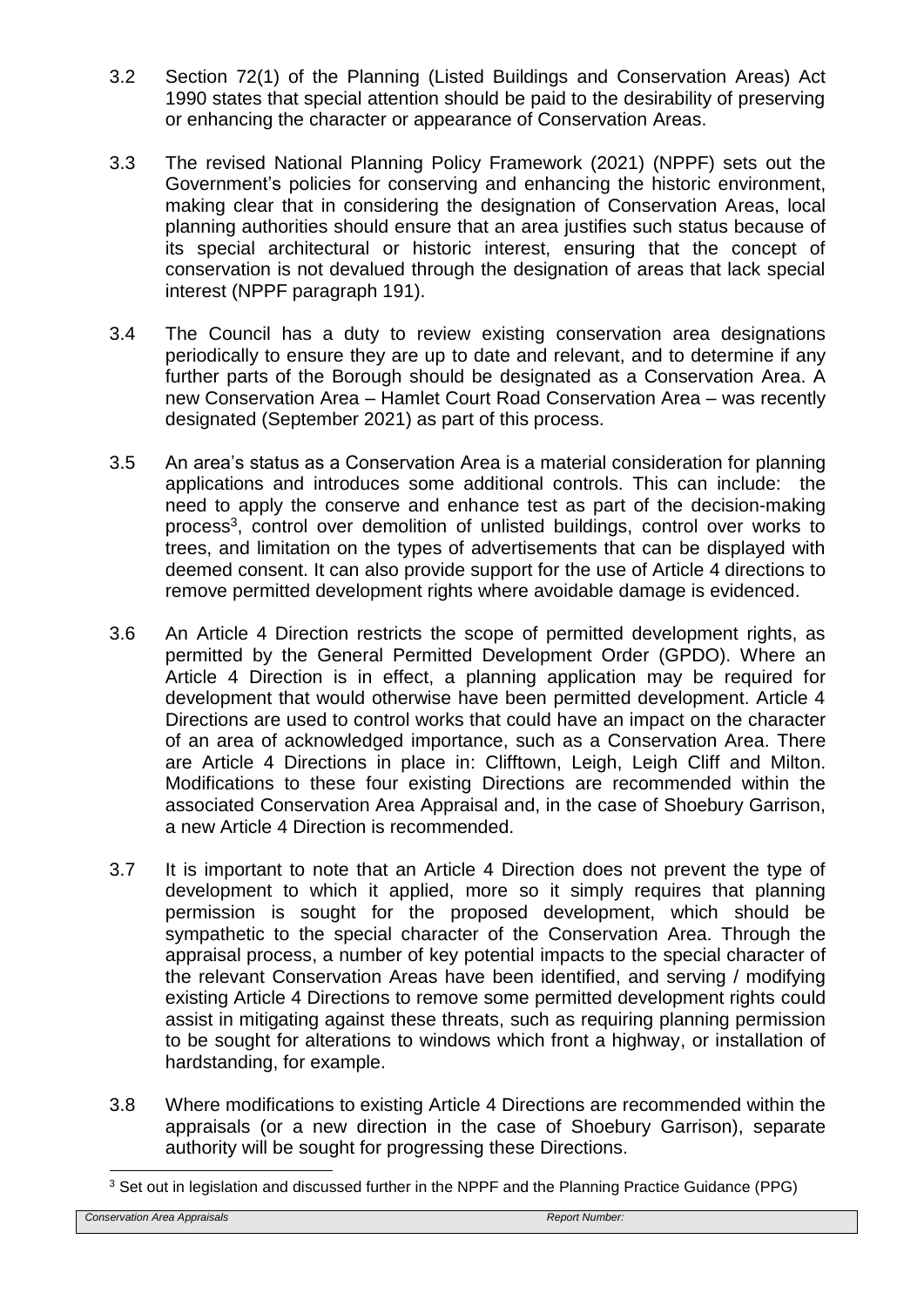3.2 Section 72(1) of the Planning (Listed Buildings and Conservation Areas) Act 1990 states that special attention should be paid to the desirability of preserving or enhancing the character or appearance of Conservation Areas.

3.3 The revised National Planning Policy Framework (2021) (NPPF) sets out the Government's policies for conserving and enhancing the historic environment, making clear that in considering the designation of Conservation Areas, local planning authorities should ensure that an area justifies such status because of its special architectural or historic interest, ensuring that the concept of conservation is not devalued through the designation of areas that lack special interest (NPPF paragraph 191).

3.4 The Council has a duty to review existing conservation area designations periodically to ensure they are up to date and relevant, and to determine if any further parts of the Borough should be designated as a Conservation Area. A new Conservation Area – Hamlet Court Road Conservation Area – was recently designated (September 2021) as part of this process.

3.5 An area's status as a Conservation Area is a material consideration for planning applications and introduces some additional controls. This can include: the need to apply the conserve and enhance test as part of the decision-making process[3], control over demolition of unlisted buildings, control over works to trees, and limitation on the types of advertisements that can be displayed with deemed consent. It can also provide support for the use of Article 4 directions to remove permitted development rights where avoidable damage is evidenced.

3.6 An Article 4 Direction restricts the scope of permitted development rights, as permitted by the General Permitted Development Order (GPDO). Where an Article 4 Direction is in effect, a planning application may be required for development that would otherwise have been permitted development. Article 4 Directions are used to control works that could have an impact on the character of an area of acknowledged importance, such as a Conservation Area. There are Article 4 Directions in place in: Clifftown, Leigh, Leigh Cliff and Milton. Modifications to these four existing Directions are recommended within the associated Conservation Area Appraisal and, in the case of Shoebury Garrison, a new Article 4 Direction is recommended.

3.7 It is important to note that an Article 4 Direction does not prevent the type of development to which it applied, more so it simply requires that planning permission is sought for the proposed development, which should be sympathetic to the special character of the Conservation Area. Through the appraisal process, a number of key potential impacts to the special character of the relevant Conservation Areas have been identified, and serving / modifying existing Article 4 Directions to remove some permitted development rights could assist in mitigating against these threats, such as requiring planning permission to be sought for alterations to windows which front a highway, or installation of hardstanding, for example.

3.8 Where modifications to existing Article 4 Directions are recommended within the appraisals (or a new direction in the case of Shoebury Garrison), separate authority will be sought for progressing these Directions.

[3] Set out in legislation and discussed further in the NPPF and the Planning Practice Guidance (PPG)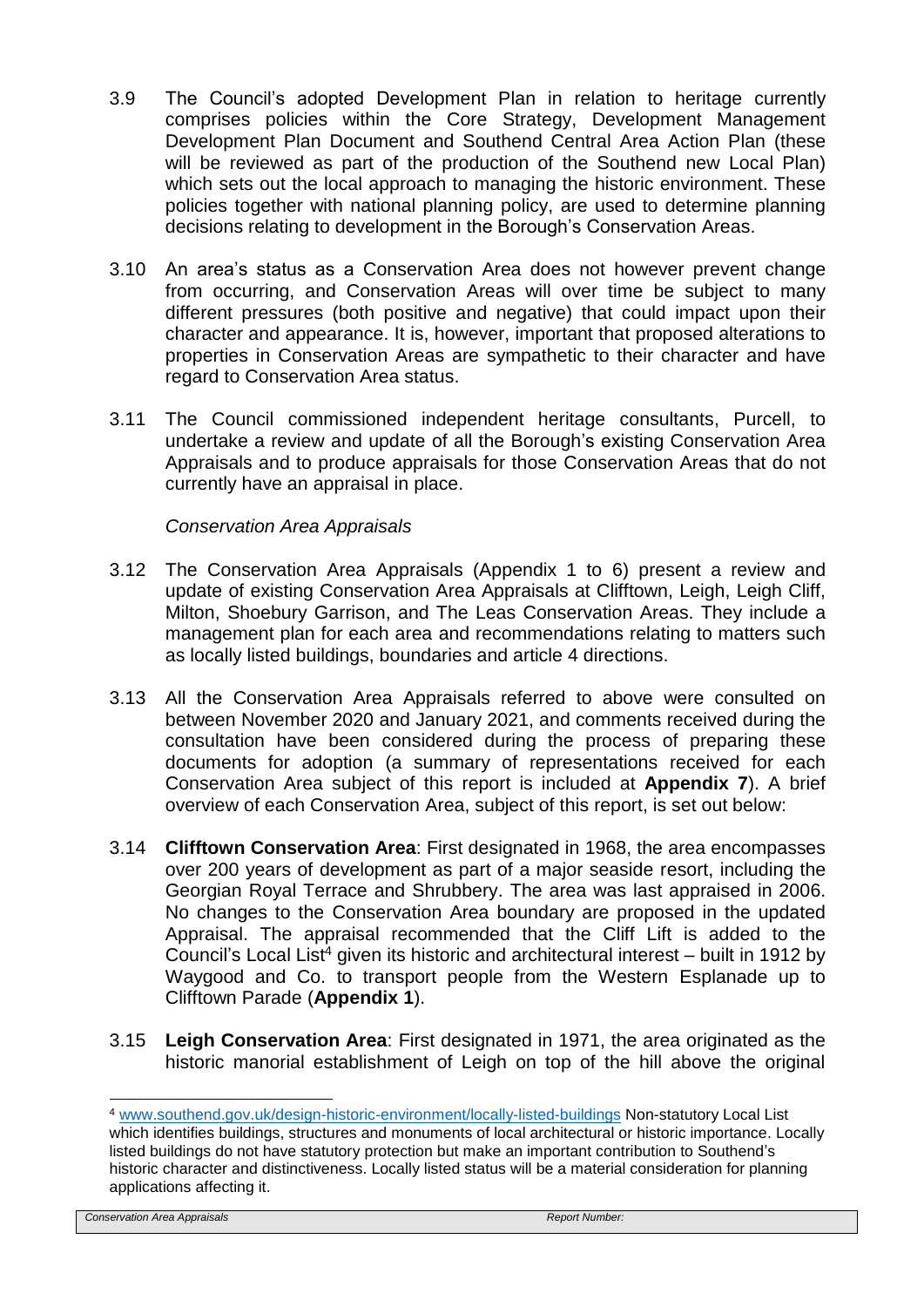3.9 The Council's adopted Development Plan in relation to heritage currently comprises policies within the Core Strategy, Development Management Development Plan Document and Southend Central Area Action Plan (these will be reviewed as part of the production of the Southend new Local Plan) which sets out the local approach to managing the historic environment. These policies together with national planning policy, are used to determine planning decisions relating to development in the Borough's Conservation Areas.

3.10 An area's status as a Conservation Area does not however prevent change from occurring, and Conservation Areas will over time be subject to many different pressures (both positive and negative) that could impact upon their character and appearance. It is, however, important that proposed alterations to properties in Conservation Areas are sympathetic to their character and have regard to Conservation Area status.

3.11 The Council commissioned independent heritage consultants, Purcell, to undertake a review and update of all the Borough's existing Conservation Area Appraisals and to produce appraisals for those Conservation Areas that do not currently have an appraisal in place.

*Conservation Area Appraisals*

3.12 The Conservation Area Appraisals (Appendix 1 to 6) present a review and update of existing Conservation Area Appraisals at Clifftown, Leigh, Leigh Cliff, Milton, Shoebury Garrison, and The Leas Conservation Areas. They include a management plan for each area and recommendations relating to matters such as locally listed buildings, boundaries and article 4 directions.

3.13 All the Conservation Area Appraisals referred to above were consulted on between November 2020 and January 2021, and comments received during the consultation have been considered during the process of preparing these documents for adoption (a summary of representations received for each Conservation Area subject of this report is included at **Appendix 7**). A brief overview of each Conservation Area, subject of this report, is set out below:

3.14 **Clifftown Conservation Area**: First designated in 1968, the area encompasses over 200 years of development as part of a major seaside resort, including the Georgian Royal Terrace and Shrubbery. The area was last appraised in 2006. No changes to the Conservation Area boundary are proposed in the updated Appraisal. The appraisal recommended that the Cliff Lift is added to the Council's Local List[4] given its historic and architectural interest – built in 1912 by Waygood and Co. to transport people from the Western Esplanade up to Clifftown Parade (**Appendix 1**).

3.15 **Leigh Conservation Area**: First designated in 1971, the area originated as the historic manorial establishment of Leigh on top of the hill above the original

[4] www.southend.gov.uk/design-historic-environment/locally-listed-buildings Non-statutory Local List which identifies buildings, structures and monuments of local architectural or historic importance. Locally listed buildings do not have statutory protection but make an important contribution to Southend's historic character and distinctiveness. Locally listed status will be a material consideration for planning applications affecting it.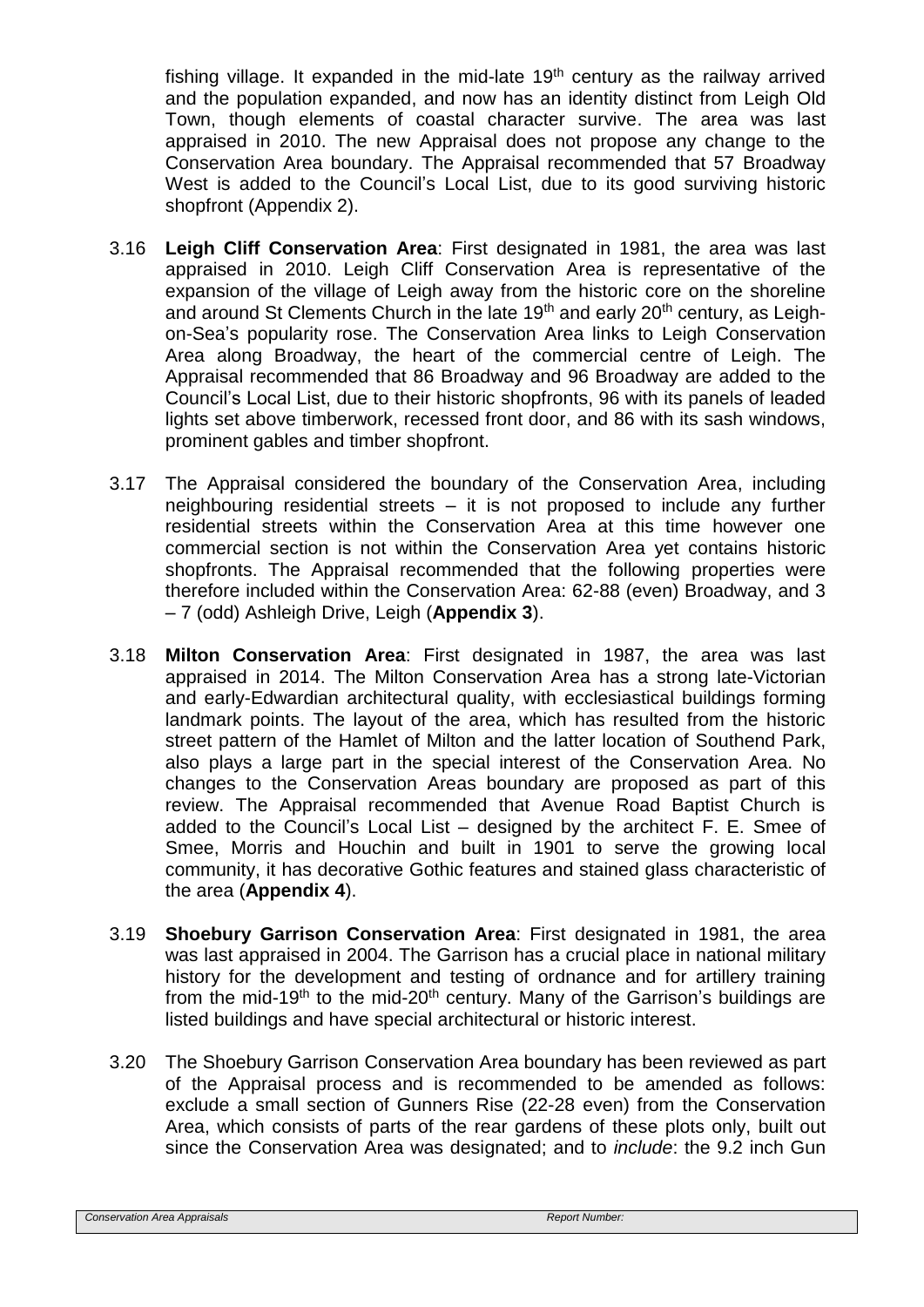fishing village. It expanded in the mid-late 19th century as the railway arrived and the population expanded, and now has an identity distinct from Leigh Old Town, though elements of coastal character survive. The area was last appraised in 2010. The new Appraisal does not propose any change to the Conservation Area boundary. The Appraisal recommended that 57 Broadway West is added to the Council's Local List, due to its good surviving historic shopfront (Appendix 2).

3.16 **Leigh Cliff Conservation Area**: First designated in 1981, the area was last appraised in 2010. Leigh Cliff Conservation Area is representative of the expansion of the village of Leigh away from the historic core on the shoreline and around St Clements Church in the late 19th and early 20th century, as Leigh-on-Sea's popularity rose. The Conservation Area links to Leigh Conservation Area along Broadway, the heart of the commercial centre of Leigh. The Appraisal recommended that 86 Broadway and 96 Broadway are added to the Council's Local List, due to their historic shopfronts, 96 with its panels of leaded lights set above timberwork, recessed front door, and 86 with its sash windows, prominent gables and timber shopfront.

3.17 The Appraisal considered the boundary of the Conservation Area, including neighbouring residential streets – it is not proposed to include any further residential streets within the Conservation Area at this time however one commercial section is not within the Conservation Area yet contains historic shopfronts. The Appraisal recommended that the following properties were therefore included within the Conservation Area: 62-88 (even) Broadway, and 3 – 7 (odd) Ashleigh Drive, Leigh (**Appendix 3**).

3.18 **Milton Conservation Area**: First designated in 1987, the area was last appraised in 2014. The Milton Conservation Area has a strong late-Victorian and early-Edwardian architectural quality, with ecclesiastical buildings forming landmark points. The layout of the area, which has resulted from the historic street pattern of the Hamlet of Milton and the latter location of Southend Park, also plays a large part in the special interest of the Conservation Area. No changes to the Conservation Areas boundary are proposed as part of this review. The Appraisal recommended that Avenue Road Baptist Church is added to the Council's Local List – designed by the architect F. E. Smee of Smee, Morris and Houchin and built in 1901 to serve the growing local community, it has decorative Gothic features and stained glass characteristic of the area (**Appendix 4**).

3.19 **Shoebury Garrison Conservation Area**: First designated in 1981, the area was last appraised in 2004. The Garrison has a crucial place in national military history for the development and testing of ordnance and for artillery training from the mid-19th to the mid-20th century. Many of the Garrison's buildings are listed buildings and have special architectural or historic interest.

3.20 The Shoebury Garrison Conservation Area boundary has been reviewed as part of the Appraisal process and is recommended to be amended as follows: exclude a small section of Gunners Rise (22-28 even) from the Conservation Area, which consists of parts of the rear gardens of these plots only, built out since the Conservation Area was designated; and to *include*: the 9.2 inch Gun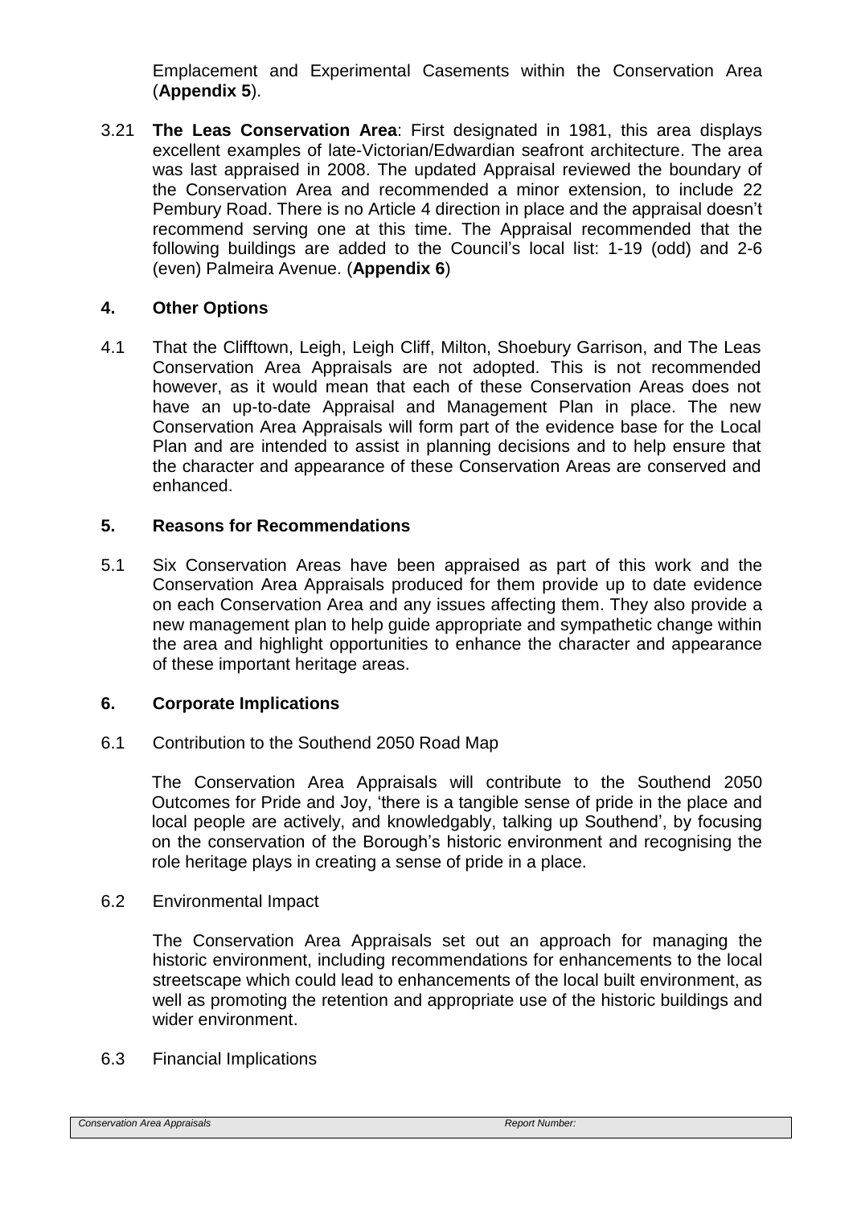Emplacement and Experimental Casements within the Conservation Area (**Appendix 5**).

3.21 **The Leas Conservation Area**: First designated in 1981, this area displays excellent examples of late-Victorian/Edwardian seafront architecture. The area was last appraised in 2008. The updated Appraisal reviewed the boundary of the Conservation Area and recommended a minor extension, to include 22 Pembury Road. There is no Article 4 direction in place and the appraisal doesn't recommend serving one at this time. The Appraisal recommended that the following buildings are added to the Council's local list: 1-19 (odd) and 2-6 (even) Palmeira Avenue. (**Appendix 6**)

## 4. Other Options

4.1 That the Clifftown, Leigh, Leigh Cliff, Milton, Shoebury Garrison, and The Leas Conservation Area Appraisals are not adopted. This is not recommended however, as it would mean that each of these Conservation Areas does not have an up-to-date Appraisal and Management Plan in place. The new Conservation Area Appraisals will form part of the evidence base for the Local Plan and are intended to assist in planning decisions and to help ensure that the character and appearance of these Conservation Areas are conserved and enhanced.

## 5. Reasons for Recommendations

5.1 Six Conservation Areas have been appraised as part of this work and the Conservation Area Appraisals produced for them provide up to date evidence on each Conservation Area and any issues affecting them. They also provide a new management plan to help guide appropriate and sympathetic change within the area and highlight opportunities to enhance the character and appearance of these important heritage areas.

## 6. Corporate Implications

6.1 Contribution to the Southend 2050 Road Map

The Conservation Area Appraisals will contribute to the Southend 2050 Outcomes for Pride and Joy, 'there is a tangible sense of pride in the place and local people are actively, and knowledgably, talking up Southend', by focusing on the conservation of the Borough's historic environment and recognising the role heritage plays in creating a sense of pride in a place.

6.2 Environmental Impact

The Conservation Area Appraisals set out an approach for managing the historic environment, including recommendations for enhancements to the local streetscape which could lead to enhancements of the local built environment, as well as promoting the retention and appropriate use of the historic buildings and wider environment.

6.3 Financial Implications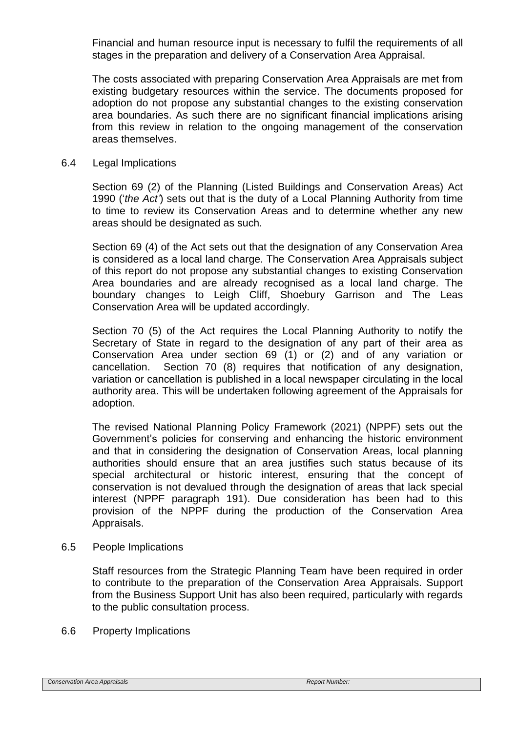Financial and human resource input is necessary to fulfil the requirements of all stages in the preparation and delivery of a Conservation Area Appraisal.

The costs associated with preparing Conservation Area Appraisals are met from existing budgetary resources within the service. The documents proposed for adoption do not propose any substantial changes to the existing conservation area boundaries. As such there are no significant financial implications arising from this review in relation to the ongoing management of the conservation areas themselves.

## 6.4 Legal Implications

Section 69 (2) of the Planning (Listed Buildings and Conservation Areas) Act 1990 ('*the Act'*) sets out that is the duty of a Local Planning Authority from time to time to review its Conservation Areas and to determine whether any new areas should be designated as such.

Section 69 (4) of the Act sets out that the designation of any Conservation Area is considered as a local land charge. The Conservation Area Appraisals subject of this report do not propose any substantial changes to existing Conservation Area boundaries and are already recognised as a local land charge. The boundary changes to Leigh Cliff, Shoebury Garrison and The Leas Conservation Area will be updated accordingly.

Section 70 (5) of the Act requires the Local Planning Authority to notify the Secretary of State in regard to the designation of any part of their area as Conservation Area under section 69 (1) or (2) and of any variation or cancellation. Section 70 (8) requires that notification of any designation, variation or cancellation is published in a local newspaper circulating in the local authority area. This will be undertaken following agreement of the Appraisals for adoption.

The revised National Planning Policy Framework (2021) (NPPF) sets out the Government's policies for conserving and enhancing the historic environment and that in considering the designation of Conservation Areas, local planning authorities should ensure that an area justifies such status because of its special architectural or historic interest, ensuring that the concept of conservation is not devalued through the designation of areas that lack special interest (NPPF paragraph 191). Due consideration has been had to this provision of the NPPF during the production of the Conservation Area Appraisals.

## 6.5 People Implications

Staff resources from the Strategic Planning Team have been required in order to contribute to the preparation of the Conservation Area Appraisals. Support from the Business Support Unit has also been required, particularly with regards to the public consultation process.

## 6.6 Property Implications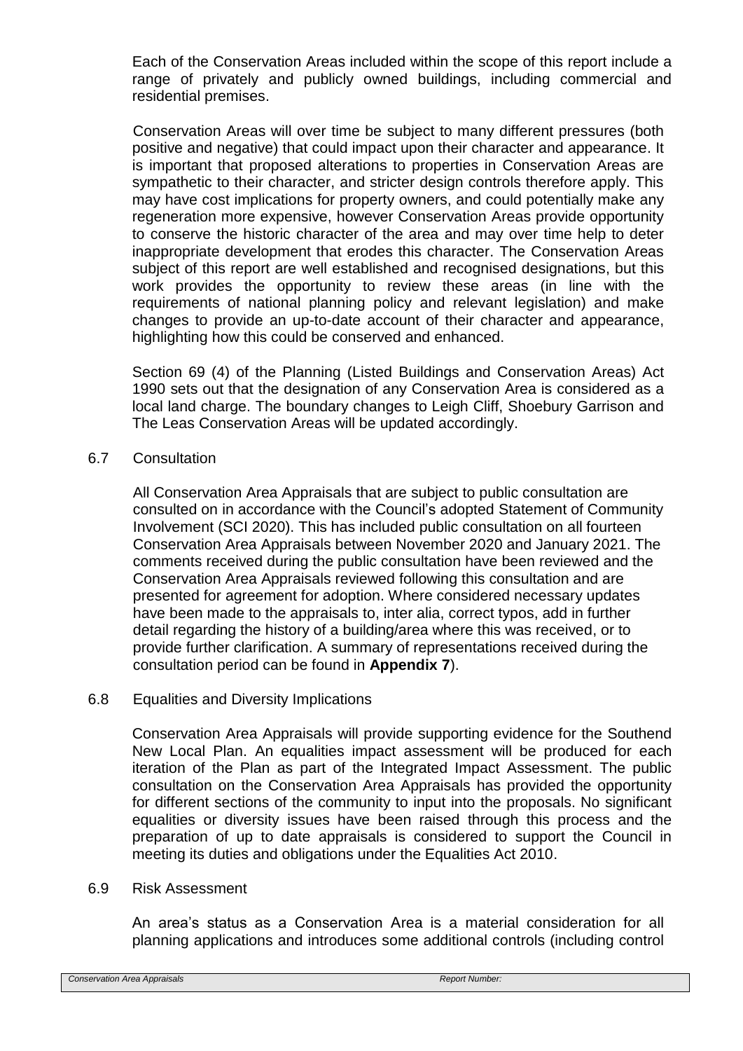Each of the Conservation Areas included within the scope of this report include a range of privately and publicly owned buildings, including commercial and residential premises.

Conservation Areas will over time be subject to many different pressures (both positive and negative) that could impact upon their character and appearance. It is important that proposed alterations to properties in Conservation Areas are sympathetic to their character, and stricter design controls therefore apply. This may have cost implications for property owners, and could potentially make any regeneration more expensive, however Conservation Areas provide opportunity to conserve the historic character of the area and may over time help to deter inappropriate development that erodes this character. The Conservation Areas subject of this report are well established and recognised designations, but this work provides the opportunity to review these areas (in line with the requirements of national planning policy and relevant legislation) and make changes to provide an up-to-date account of their character and appearance, highlighting how this could be conserved and enhanced.

Section 69 (4) of the Planning (Listed Buildings and Conservation Areas) Act 1990 sets out that the designation of any Conservation Area is considered as a local land charge. The boundary changes to Leigh Cliff, Shoebury Garrison and The Leas Conservation Areas will be updated accordingly.

6.7 Consultation

All Conservation Area Appraisals that are subject to public consultation are consulted on in accordance with the Council's adopted Statement of Community Involvement (SCI 2020). This has included public consultation on all fourteen Conservation Area Appraisals between November 2020 and January 2021. The comments received during the public consultation have been reviewed and the Conservation Area Appraisals reviewed following this consultation and are presented for agreement for adoption. Where considered necessary updates have been made to the appraisals to, inter alia, correct typos, add in further detail regarding the history of a building/area where this was received, or to provide further clarification. A summary of representations received during the consultation period can be found in **Appendix 7**).

6.8 Equalities and Diversity Implications

Conservation Area Appraisals will provide supporting evidence for the Southend New Local Plan. An equalities impact assessment will be produced for each iteration of the Plan as part of the Integrated Impact Assessment. The public consultation on the Conservation Area Appraisals has provided the opportunity for different sections of the community to input into the proposals. No significant equalities or diversity issues have been raised through this process and the preparation of up to date appraisals is considered to support the Council in meeting its duties and obligations under the Equalities Act 2010.

6.9 Risk Assessment

An area's status as a Conservation Area is a material consideration for all planning applications and introduces some additional controls (including control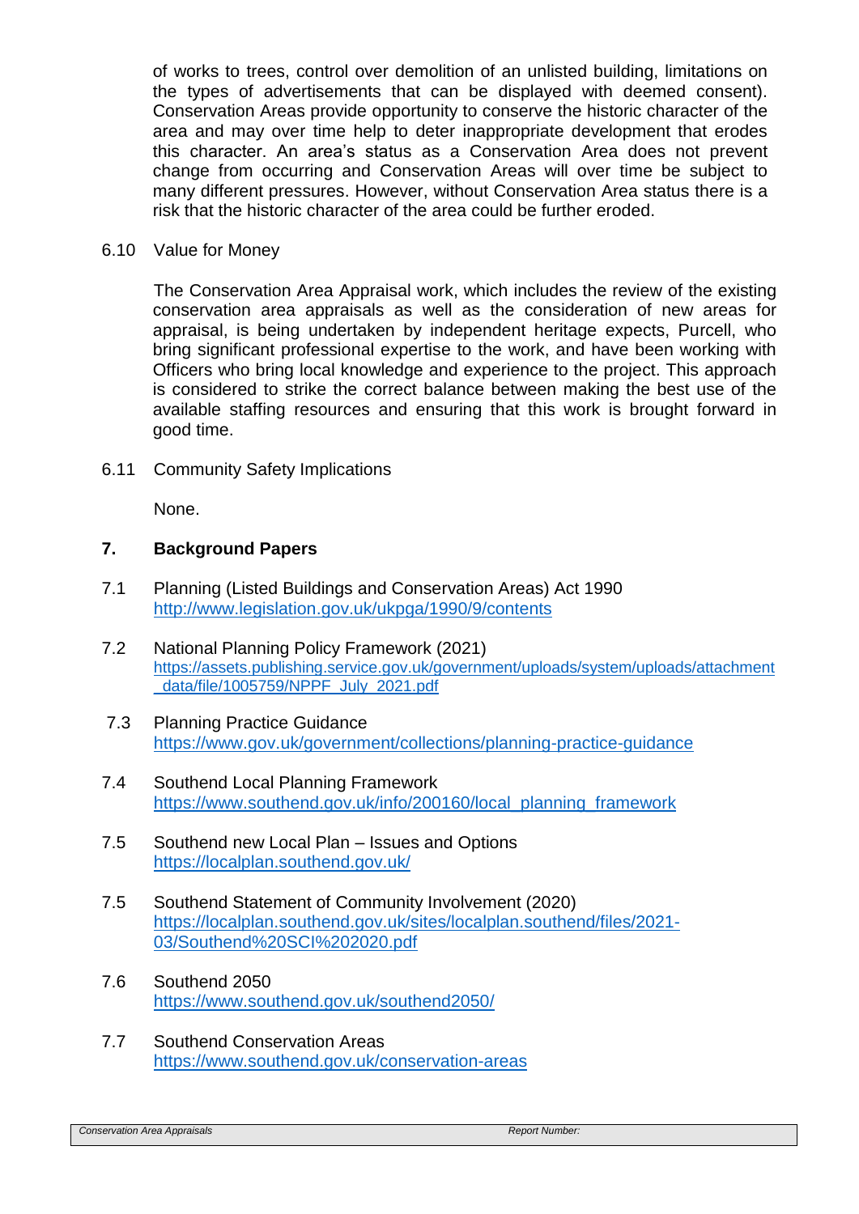of works to trees, control over demolition of an unlisted building, limitations on the types of advertisements that can be displayed with deemed consent). Conservation Areas provide opportunity to conserve the historic character of the area and may over time help to deter inappropriate development that erodes this character. An area's status as a Conservation Area does not prevent change from occurring and Conservation Areas will over time be subject to many different pressures. However, without Conservation Area status there is a risk that the historic character of the area could be further eroded.

6.10 Value for Money

The Conservation Area Appraisal work, which includes the review of the existing conservation area appraisals as well as the consideration of new areas for appraisal, is being undertaken by independent heritage expects, Purcell, who bring significant professional expertise to the work, and have been working with Officers who bring local knowledge and experience to the project. This approach is considered to strike the correct balance between making the best use of the available staffing resources and ensuring that this work is brought forward in good time.

6.11 Community Safety Implications

None.

## 7. Background Papers

7.1 Planning (Listed Buildings and Conservation Areas) Act 1990
http://www.legislation.gov.uk/ukpga/1990/9/contents

7.2 National Planning Policy Framework (2021)
https://assets.publishing.service.gov.uk/government/uploads/system/uploads/attachment_data/file/1005759/NPPF_July_2021.pdf

7.3 Planning Practice Guidance
https://www.gov.uk/government/collections/planning-practice-guidance

7.4 Southend Local Planning Framework
https://www.southend.gov.uk/info/200160/local_planning_framework

7.5 Southend new Local Plan – Issues and Options
https://localplan.southend.gov.uk/

7.5 Southend Statement of Community Involvement (2020)
https://localplan.southend.gov.uk/sites/localplan.southend/files/2021-03/Southend%20SCI%202020.pdf

7.6 Southend 2050
https://www.southend.gov.uk/southend2050/

7.7 Southend Conservation Areas
https://www.southend.gov.uk/conservation-areas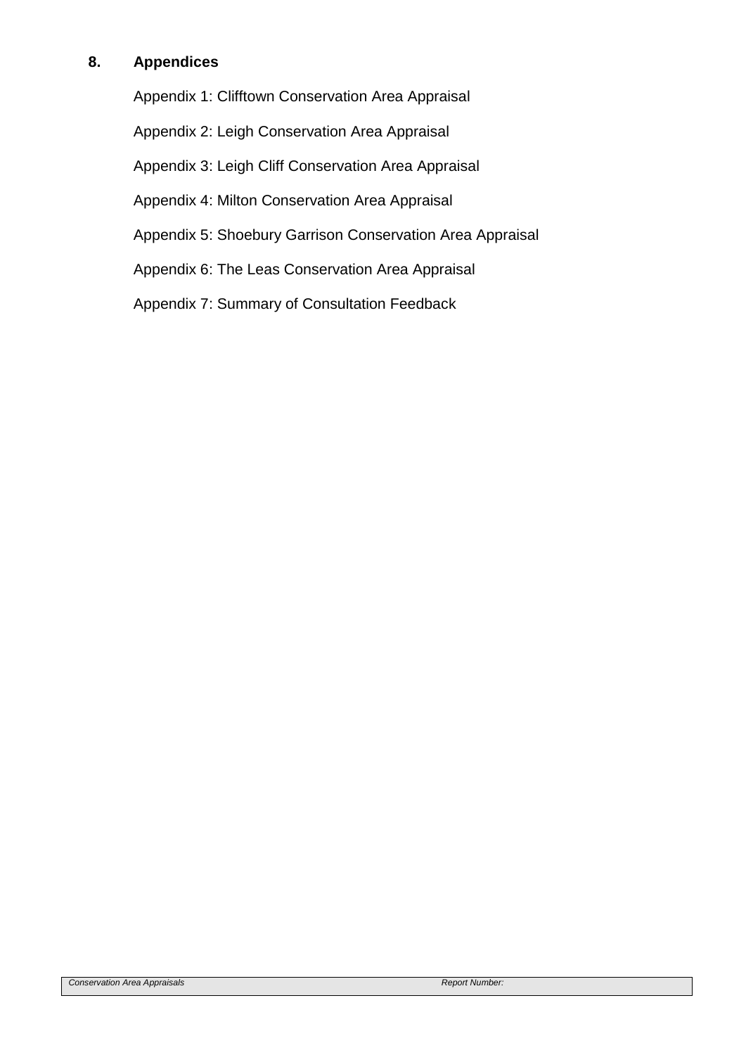## 8. Appendices

Appendix 1: Clifftown Conservation Area Appraisal

Appendix 2: Leigh Conservation Area Appraisal

Appendix 3: Leigh Cliff Conservation Area Appraisal

Appendix 4: Milton Conservation Area Appraisal

Appendix 5: Shoebury Garrison Conservation Area Appraisal

Appendix 6: The Leas Conservation Area Appraisal

Appendix 7: Summary of Consultation Feedback